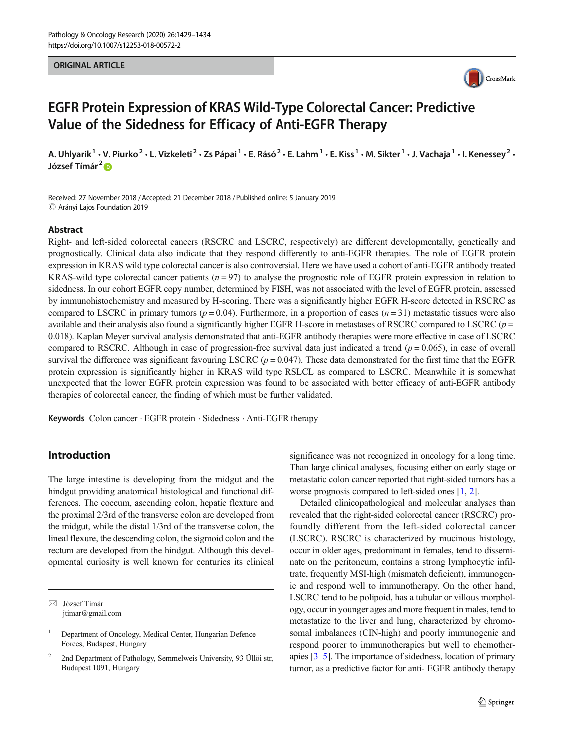ORIGINAL ARTICLE

# EGFR Protein Expression of KRAS Wild-Type Colorectal Cancer: Predictive Value of the Sidedness for Efficacy of Anti-EGFR Therapy

A. Uhlyarik[1] · V. Piurko[2] · L. Vizkeleti[2] · Zs Pápai[1] · E. Rásó[2] · E. Lahm[1] · E. Kiss[1] · M. Sikter[1] · J. Vachaja[1] · I. Kenessey[2] · József Tímár[2]

Received: 27 November 2018 / Accepted: 21 December 2018 / Published online: 5 January 2019
© Arányi Lajos Foundation 2019

## Abstract

Right- and left-sided colorectal cancers (RSCRC and LSCRC, respectively) are different developmentally, genetically and prognostically. Clinical data also indicate that they respond differently to anti-EGFR therapies. The role of EGFR protein expression in KRAS wild type colorectal cancer is also controversial. Here we have used a cohort of anti-EGFR antibody treated KRAS-wild type colorectal cancer patients ($n = 97$) to analyse the prognostic role of EGFR protein expression in relation to sidedness. In our cohort EGFR copy number, determined by FISH, was not associated with the level of EGFR protein, assessed by immunohistochemistry and measured by H-scoring. There was a significantly higher EGFR H-score detected in RSCRC as compared to LSCRC in primary tumors ($p = 0.04$). Furthermore, in a proportion of cases ($n = 31$) metastatic tissues were also available and their analysis also found a significantly higher EGFR H-score in metastases of RSCRC compared to LSCRC ($p = 0.018$). Kaplan Meyer survival analysis demonstrated that anti-EGFR antibody therapies were more effective in case of LSCRC compared to RSCRC. Although in case of progression-free survival data just indicated a trend ($p = 0.065$), in case of overall survival the difference was significant favouring LSCRC ($p = 0.047$). These data demonstrated for the first time that the EGFR protein expression is significantly higher in KRAS wild type RSLCL as compared to LSCRC. Meanwhile it is somewhat unexpected that the lower EGFR protein expression was found to be associated with better efficacy of anti-EGFR antibody therapies of colorectal cancer, the finding of which must be further validated.

**Keywords** Colon cancer · EGFR protein · Sidedness · Anti-EGFR therapy

## Introduction

The large intestine is developing from the midgut and the hindgut providing anatomical histological and functional differences. The coecum, ascending colon, hepatic flexture and the proximal 2/3rd of the transverse colon are developed from the midgut, while the distal 1/3rd of the transverse colon, the lineal flexure, the descending colon, the sigmoid colon and the rectum are developed from the hindgut. Although this developmental curiosity is well known for centuries its clinical significance was not recognized in oncology for a long time. Than large clinical analyses, focusing either on early stage or metastatic colon cancer reported that right-sided tumors has a worse prognosis compared to left-sided ones [1, 2].

Detailed clinicopathological and molecular analyses than revealed that the right-sided colorectal cancer (RSCRC) profoundly different from the left-sided colorectal cancer (LSCRC). RSCRC is characterized by mucinous histology, occur in older ages, predominant in females, tend to disseminate on the peritoneum, contains a strong lymphocytic infiltrate, frequently MSI-high (mismatch deficient), immunogenic and respond well to immunotherapy. On the other hand, LSCRC tend to be polipoid, has a tubular or villous morphology, occur in younger ages and more frequent in males, tend to metastatize to the liver and lung, characterized by chromosomal imbalances (CIN-high) and poorly immunogenic and respond poorer to immunotherapies but well to chemotherapies [3–5]. The importance of sidedness, location of primary tumor, as a predictive factor for anti- EGFR antibody therapy

✉ József Tímár
jtimar@gmail.com

[1] Department of Oncology, Medical Center, Hungarian Defence Forces, Budapest, Hungary

[2] 2nd Department of Pathology, Semmelweis University, 93 Üllöi str, Budapest 1091, Hungary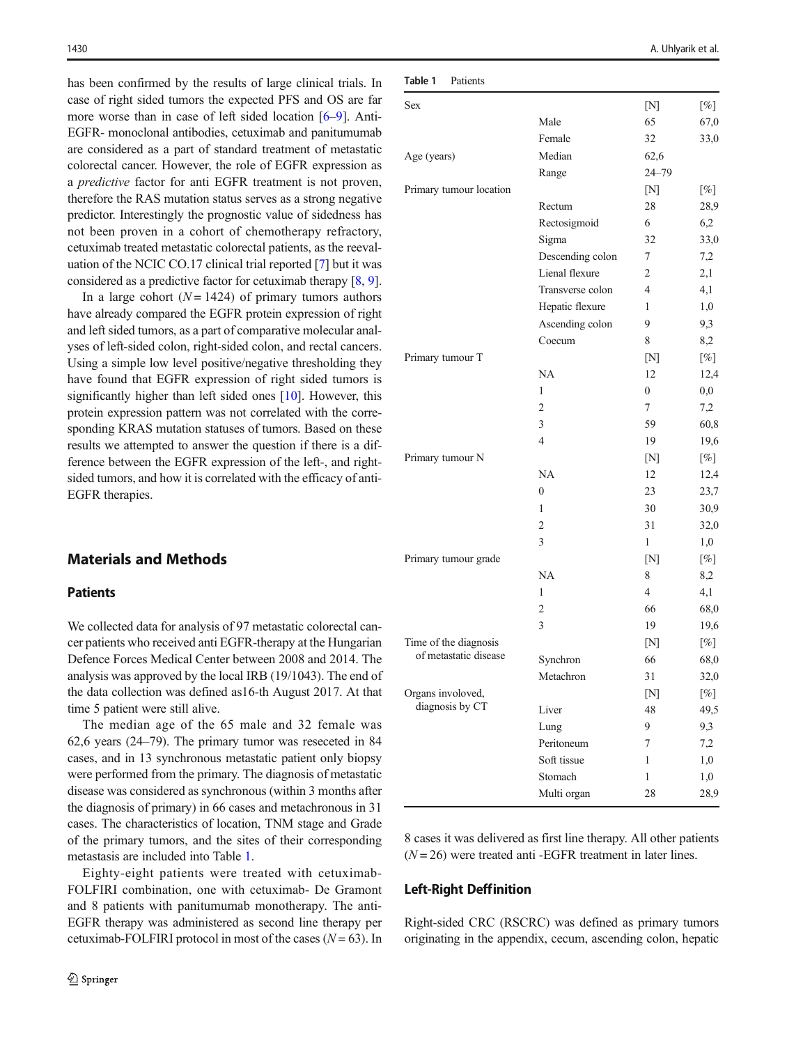has been confirmed by the results of large clinical trials. In case of right sided tumors the expected PFS and OS are far more worse than in case of left sided location [6–9]. Anti-EGFR- monoclonal antibodies, cetuximab and panitumumab are considered as a part of standard treatment of metastatic colorectal cancer. However, the role of EGFR expression as a *predictive* factor for anti EGFR treatment is not proven, therefore the RAS mutation status serves as a strong negative predictor. Interestingly the prognostic value of sidedness has not been proven in a cohort of chemotherapy refractory, cetuximab treated metastatic colorectal patients, as the reevaluation of the NCIC CO.17 clinical trial reported [7] but it was considered as a predictive factor for cetuximab therapy [8, 9].

In a large cohort ($N = 1424$) of primary tumors authors have already compared the EGFR protein expression of right and left sided tumors, as a part of comparative molecular analyses of left-sided colon, right-sided colon, and rectal cancers. Using a simple low level positive/negative thresholding they have found that EGFR expression of right sided tumors is significantly higher than left sided ones [10]. However, this protein expression pattern was not correlated with the corresponding KRAS mutation statuses of tumors. Based on these results we attempted to answer the question if there is a difference between the EGFR expression of the left-, and right-sided tumors, and how it is correlated with the efficacy of anti-EGFR therapies.

## Materials and Methods

### Patients

We collected data for analysis of 97 metastatic colorectal cancer patients who received anti EGFR-therapy at the Hungarian Defence Forces Medical Center between 2008 and 2014. The analysis was approved by the local IRB (19/1043). The end of the data collection was defined as16-th August 2017. At that time 5 patient were still alive.

The median age of the 65 male and 32 female was 62,6 years (24–79). The primary tumor was resceted in 84 cases, and in 13 synchronous metastatic patient only biopsy were performed from the primary. The diagnosis of metastatic disease was considered as synchronous (within 3 months after the diagnosis of primary) in 66 cases and metachronous in 31 cases. The characteristics of location, TNM stage and Grade of the primary tumors, and the sites of their corresponding metastasis are included into Table 1.

Eighty-eight patients were treated with cetuximab-FOLFIRI combination, one with cetuximab- De Gramont and 8 patients with panitumumab monotherapy. The anti-EGFR therapy was administered as second line therapy per cetuximab-FOLFIRI protocol in most of the cases ($N = 63$). In 8 cases it was delivered as first line therapy. All other patients ($N = 26$) were treated anti -EGFR treatment in later lines.

**Table 1** Patients

| | | | |
|---|---|---|---|
| Sex | | [N] | [%] |
| | Male | 65 | 67,0 |
| | Female | 32 | 33,0 |
| Age (years) | Median | 62,6 | |
| | Range | 24–79 | |
| Primary tumour location | | [N] | [%] |
| | Rectum | 28 | 28,9 |
| | Rectosigmoid | 6 | 6,2 |
| | Sigma | 32 | 33,0 |
| | Descending colon | 7 | 7,2 |
| | Lienal flexure | 2 | 2,1 |
| | Transverse colon | 4 | 4,1 |
| | Hepatic flexure | 1 | 1,0 |
| | Ascending colon | 9 | 9,3 |
| | Coecum | 8 | 8,2 |
| Primary tumour T | | [N] | [%] |
| | NA | 12 | 12,4 |
| | 1 | 0 | 0,0 |
| | 2 | 7 | 7,2 |
| | 3 | 59 | 60,8 |
| | 4 | 19 | 19,6 |
| Primary tumour N | | [N] | [%] |
| | NA | 12 | 12,4 |
| | 0 | 23 | 23,7 |
| | 1 | 30 | 30,9 |
| | 2 | 31 | 32,0 |
| | 3 | 1 | 1,0 |
| Primary tumour grade | | [N] | [%] |
| | NA | 8 | 8,2 |
| | 1 | 4 | 4,1 |
| | 2 | 66 | 68,0 |
| | 3 | 19 | 19,6 |
| Time of the diagnosis of metastatic disease | | [N] | [%] |
| | Synchron | 66 | 68,0 |
| | Metachron | 31 | 32,0 |
| Organs involved, diagnosis by CT | | [N] | [%] |
| | Liver | 48 | 49,5 |
| | Lung | 9 | 9,3 |
| | Peritoneum | 7 | 7,2 |
| | Soft tissue | 1 | 1,0 |
| | Stomach | 1 | 1,0 |
| | Multi organ | 28 | 28,9 |

### Left-Right Deffinition

Right-sided CRC (RSCRC) was defined as primary tumors originating in the appendix, cecum, ascending colon, hepatic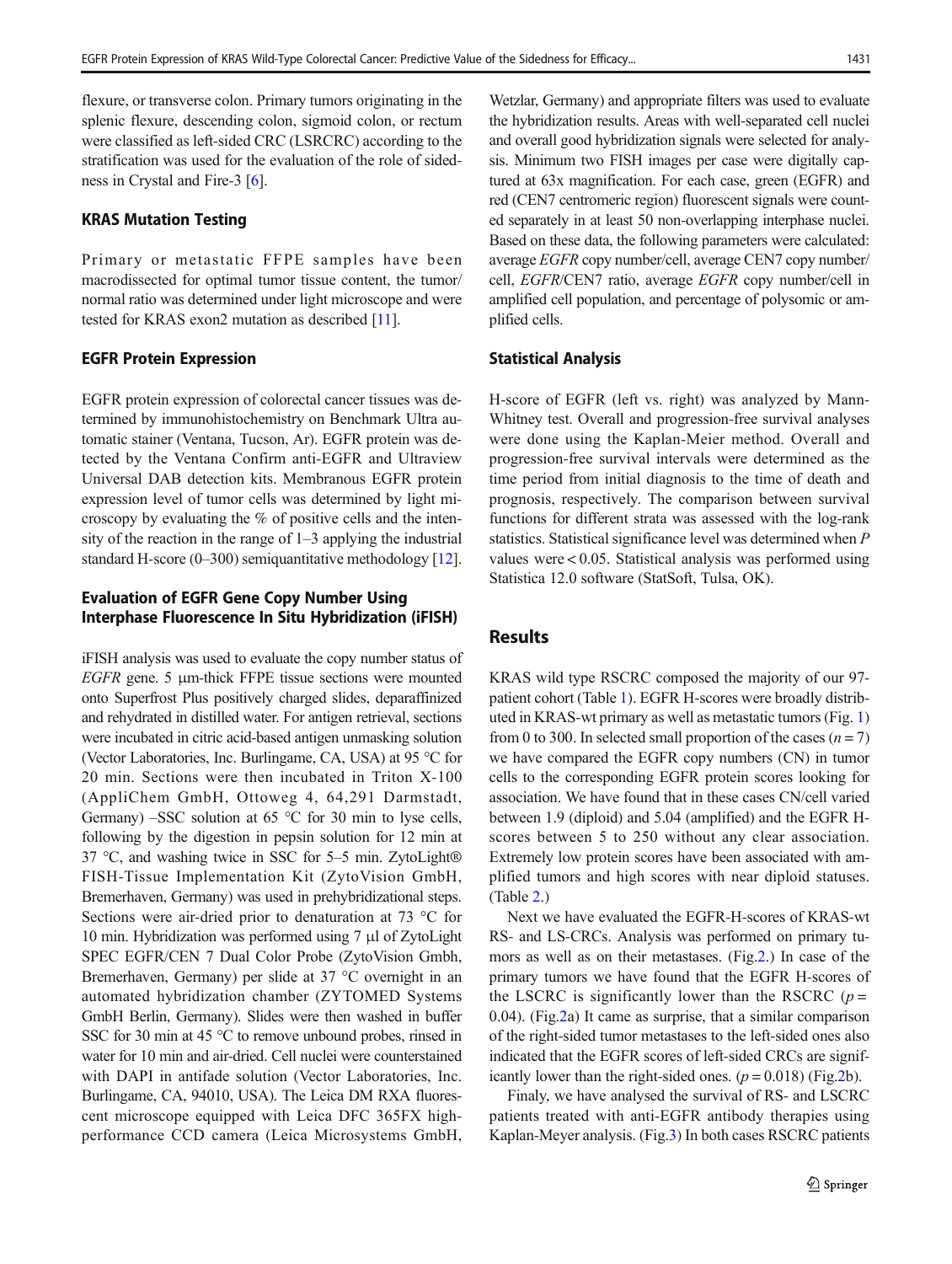flexure, or transverse colon. Primary tumors originating in the splenic flexure, descending colon, sigmoid colon, or rectum were classified as left-sided CRC (LSRCRC) according to the stratification was used for the evaluation of the role of sidedness in Crystal and Fire-3 [6].

### KRAS Mutation Testing

Primary or metastatic FFPE samples have been macrodissected for optimal tumor tissue content, the tumor/normal ratio was determined under light microscope and were tested for KRAS exon2 mutation as described [11].

### EGFR Protein Expression

EGFR protein expression of colorectal cancer tissues was determined by immunohistochemistry on Benchmark Ultra automatic stainer (Ventana, Tucson, Ar). EGFR protein was detected by the Ventana Confirm anti-EGFR and Ultraview Universal DAB detection kits. Membranous EGFR protein expression level of tumor cells was determined by light microscopy by evaluating the % of positive cells and the intensity of the reaction in the range of 1–3 applying the industrial standard H-score (0–300) semiquantitative methodology [12].

### Evaluation of EGFR Gene Copy Number Using Interphase Fluorescence In Situ Hybridization (iFISH)

iFISH analysis was used to evaluate the copy number status of *EGFR* gene. 5 μm-thick FFPE tissue sections were mounted onto Superfrost Plus positively charged slides, deparaffinized and rehydrated in distilled water. For antigen retrieval, sections were incubated in citric acid-based antigen unmasking solution (Vector Laboratories, Inc. Burlingame, CA, USA) at 95 °C for 20 min. Sections were then incubated in Triton X-100 (AppliChem GmbH, Ottoweg 4, 64,291 Darmstadt, Germany) –SSC solution at 65 °C for 30 min to lyse cells, following by the digestion in pepsin solution for 12 min at 37 °C, and washing twice in SSC for 5–5 min. ZytoLight® FISH-Tissue Implementation Kit (ZytoVision GmbH, Bremerhaven, Germany) was used in prehybridizational steps. Sections were air-dried prior to denaturation at 73 °C for 10 min. Hybridization was performed using 7 μl of ZytoLight SPEC EGFR/CEN 7 Dual Color Probe (ZytoVision Gmbh, Bremerhaven, Germany) per slide at 37 °C overnight in an automated hybridization chamber (ZYTOMED Systems GmbH Berlin, Germany). Slides were then washed in buffer SSC for 30 min at 45 °C to remove unbound probes, rinsed in water for 10 min and air-dried. Cell nuclei were counterstained with DAPI in antifade solution (Vector Laboratories, Inc. Burlingame, CA, 94010, USA). The Leica DM RXA fluorescent microscope equipped with Leica DFC 365FX high-performance CCD camera (Leica Microsystems GmbH, Wetzlar, Germany) and appropriate filters was used to evaluate the hybridization results. Areas with well-separated cell nuclei and overall good hybridization signals were selected for analysis. Minimum two FISH images per case were digitally captured at 63x magnification. For each case, green (EGFR) and red (CEN7 centromeric region) fluorescent signals were counted separately in at least 50 non-overlapping interphase nuclei. Based on these data, the following parameters were calculated: average *EGFR* copy number/cell, average CEN7 copy number/cell, *EGFR*/CEN7 ratio, average *EGFR* copy number/cell in amplified cell population, and percentage of polysomic or amplified cells.

### Statistical Analysis

H-score of EGFR (left vs. right) was analyzed by Mann-Whitney test. Overall and progression-free survival analyses were done using the Kaplan-Meier method. Overall and progression-free survival intervals were determined as the time period from initial diagnosis to the time of death and prognosis, respectively. The comparison between survival functions for different strata was assessed with the log-rank statistics. Statistical significance level was determined when $P$ values were < 0.05. Statistical analysis was performed using Statistica 12.0 software (StatSoft, Tulsa, OK).

## Results

KRAS wild type RSCRC composed the majority of our 97-patient cohort (Table 1). EGFR H-scores were broadly distributed in KRAS-wt primary as well as metastatic tumors (Fig. 1) from 0 to 300. In selected small proportion of the cases ($n = 7$) we have compared the EGFR copy numbers (CN) in tumor cells to the corresponding EGFR protein scores looking for association. We have found that in these cases CN/cell varied between 1.9 (diploid) and 5.04 (amplified) and the EGFR H-scores between 5 to 250 without any clear association. Extremely low protein scores have been associated with amplified tumors and high scores with near diploid statuses. (Table 2.)

Next we have evaluated the EGFR-H-scores of KRAS-wt RS- and LS-CRCs. Analysis was performed on primary tumors as well as on their metastases. (Fig.2.) In case of the primary tumors we have found that the EGFR H-scores of the LSCRC is significantly lower than the RSCRC ($p = 0.04$). (Fig.2a) It came as surprise, that a similar comparison of the right-sided tumor metastases to the left-sided ones also indicated that the EGFR scores of left-sided CRCs are significantly lower than the right-sided ones. ($p = 0.018$) (Fig.2b).

Finaly, we have analysed the survival of RS- and LSCRC patients treated with anti-EGFR antibody therapies using Kaplan-Meyer analysis. (Fig.3) In both cases RSCRC patients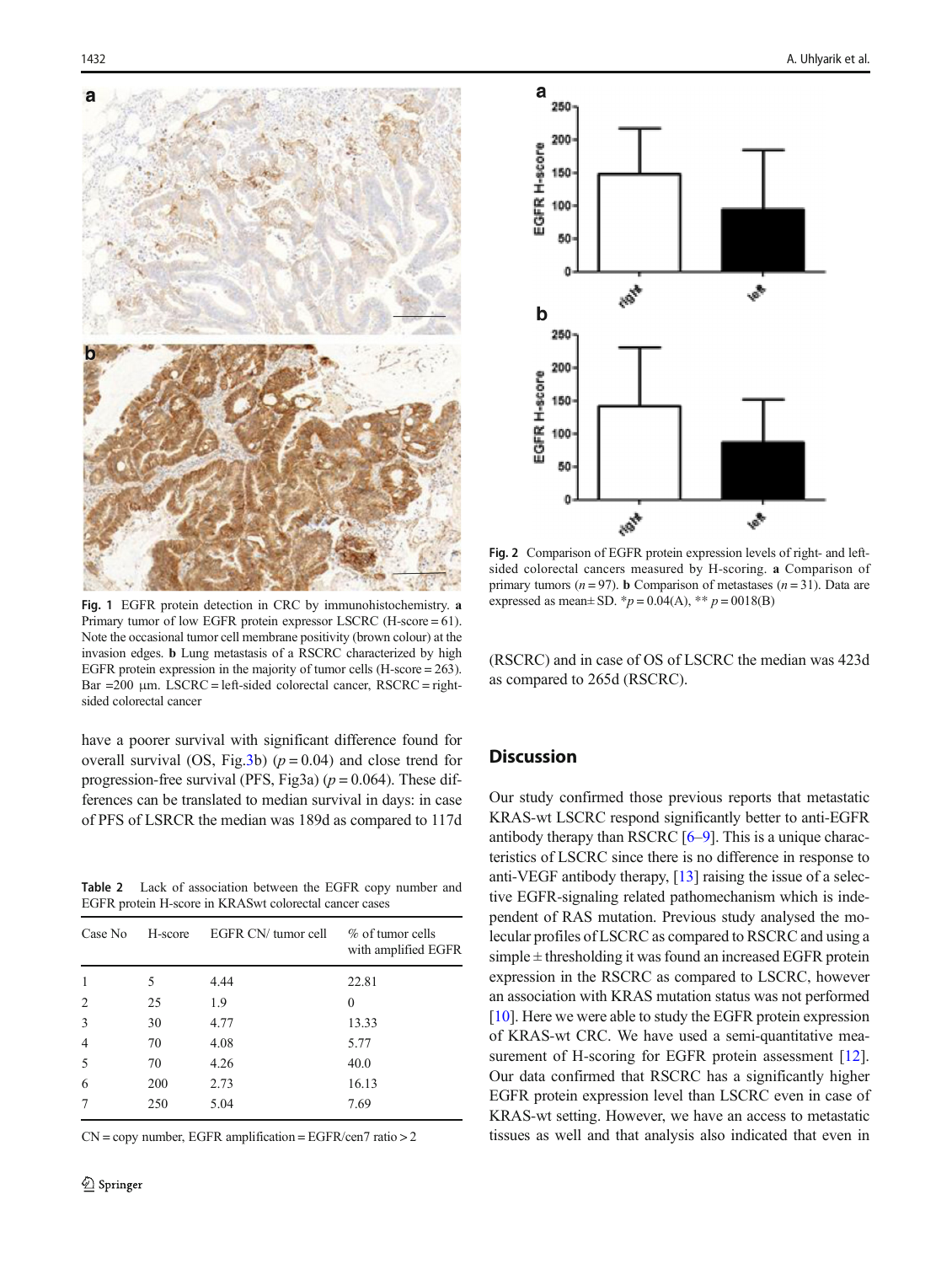Fig. 1 EGFR protein detection in CRC by immunohistochemistry. **a** Primary tumor of low EGFR protein expressor LSCRC (H-score = 61). Note the occasional tumor cell membrane positivity (brown colour) at the invasion edges. **b** Lung metastasis of a RSCRC characterized by high EGFR protein expression in the majority of tumor cells (H-score = 263). Bar =200 μm. LSCRC = left-sided colorectal cancer, RSCRC = right-sided colorectal cancer

Fig. 2 Comparison of EGFR protein expression levels of right- and left-sided colorectal cancers measured by H-scoring. **a** Comparison of primary tumors ($n = 97$). **b** Comparison of metastases ($n = 31$). Data are expressed as mean± SD. \*$p = 0.04$(A), \*\* $p = 0018$(B)

have a poorer survival with significant difference found for overall survival (OS, Fig.3b) ($p = 0.04$) and close trend for progression-free survival (PFS, Fig3a) ($p = 0.064$). These differences can be translated to median survival in days: in case of PFS of LSRCR the median was 189d as compared to 117d (RSCRC) and in case of OS of LSCRC the median was 423d as compared to 265d (RSCRC).

Table 2 Lack of association between the EGFR copy number and EGFR protein H-score in KRASwt colorectal cancer cases

| Case No | H-score | EGFR CN/ tumor cell | % of tumor cells with amplified EGFR |
|---|---|---|---|
| 1 | 5 | 4.44 | 22.81 |
| 2 | 25 | 1.9 | 0 |
| 3 | 30 | 4.77 | 13.33 |
| 4 | 70 | 4.08 | 5.77 |
| 5 | 70 | 4.26 | 40.0 |
| 6 | 200 | 2.73 | 16.13 |
| 7 | 250 | 5.04 | 7.69 |

CN = copy number, EGFR amplification = EGFR/cen7 ratio > 2

## Discussion

Our study confirmed those previous reports that metastatic KRAS-wt LSCRC respond significantly better to anti-EGFR antibody therapy than RSCRC [6–9]. This is a unique characteristics of LSCRC since there is no difference in response to anti-VEGF antibody therapy, [13] raising the issue of a selective EGFR-signaling related pathomechanism which is independent of RAS mutation. Previous study analysed the molecular profiles of LSCRC as compared to RSCRC and using a simple ± thresholding it was found an increased EGFR protein expression in the RSCRC as compared to LSCRC, however an association with KRAS mutation status was not performed [10]. Here we were able to study the EGFR protein expression of KRAS-wt CRC. We have used a semi-quantitative measurement of H-scoring for EGFR protein assessment [12]. Our data confirmed that RSCRC has a significantly higher EGFR protein expression level than LSCRC even in case of KRAS-wt setting. However, we have an access to metastatic tissues as well and that analysis also indicated that even in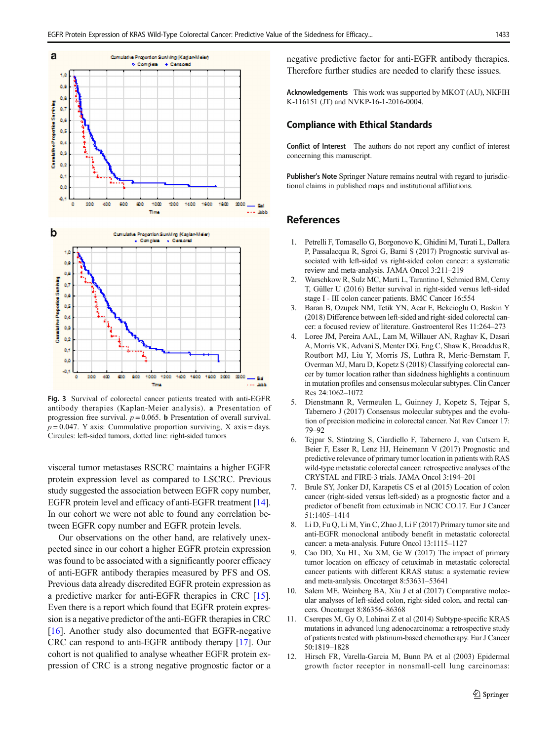Fig. 3 Survival of colorectal cancer patients treated with anti-EGFR antibody therapies (Kaplan-Meier analysis). **a** Presentation of progression free survival. $p = 0.065$. **b** Presentation of overall survival. $p = 0.047$. Y axis: Cummulative proportion surviving, X axis = days. Circules: left-sided tumors, dotted line: right-sided tumors

visceral tumor metastases RSCRC maintains a higher EGFR protein expression level as compared to LSCRC. Previous study suggested the association between EGFR copy number, EGFR protein level and efficacy of anti-EGFR treatment [14]. In our cohort we were not able to found any correlation between EGFR copy number and EGFR protein levels.

Our observations on the other hand, are relatively unexpected since in our cohort a higher EGFR protein expression was found to be associated with a significantly poorer efficacy of anti-EGFR antibody therapies measured by PFS and OS. Previous data already described EGFR protein expression as a predictive marker for anti-EGFR therapies in CRC [15]. Even there is a report which found that EGFR protein expression is a negative predictor of the anti-EGFR therapies in CRC [16]. Another study also documented that EGFR-negative CRC can respond to anti-EGFR antibody therapy [17]. Our cohort is not qualified to analyse wheather EGFR protein expression of CRC is a strong negative prognostic factor or a negative predictive factor for anti-EGFR antibody therapies. Therefore further studies are needed to clarify these issues.

**Acknowledgements** This work was supported by MKOT (AU), NKFIH K-116151 (JT) and NVKP-16-1-2016-0004.

## Compliance with Ethical Standards

**Conflict of Interest** The authors do not report any conflict of interest concerning this manuscript.

**Publisher's Note** Springer Nature remains neutral with regard to jurisdictional claims in published maps and institutional affiliations.

## References

1. Petrelli F, Tomasello G, Borgonovo K, Ghidini M, Turati L, Dallera P, Passalacqua R, Sgroi G, Barni S (2017) Prognostic survival associated with left-sided vs right-sided colon cancer: a systematic review and meta-analysis. JAMA Oncol 3:211–219
2. Warschkow R, Sulz MC, Marti L, Tarantino I, Schmied BM, Cerny T, Güller U (2016) Better survival in right-sided versus left-sided stage I - III colon cancer patients. BMC Cancer 16:554
3. Baran B, Ozupek NM, Tetik YN, Acar E, Bekcioglu O, Baskin Y (2018) Difference between left-sided and right-sided colorectal cancer: a focused review of literature. Gastroenterol Res 11:264–273
4. Loree JM, Pereira AAL, Lam M, Willauer AN, Raghav K, Dasari A, Morris VK, Advani S, Menter DG, Eng C, Shaw K, Broaddus R, Routbort MJ, Liu Y, Morris JS, Luthra R, Meric-Bernstam F, Overman MJ, Maru D, Kopetz S (2018) Classifying colorectal cancer by tumor location rather than sidedness highlights a continuum in mutation profiles and consensus molecular subtypes. Clin Cancer Res 24:1062–1072
5. Dienstmann R, Vermeulen L, Guinney J, Kopetz S, Tejpar S, Tabernero J (2017) Consensus molecular subtypes and the evolution of precision medicine in colorectal cancer. Nat Rev Cancer 17: 79–92
6. Tejpar S, Stintzing S, Ciardiello F, Tabernero J, van Cutsem E, Beier F, Esser R, Lenz HJ, Heinemann V (2017) Prognostic and predictive relevance of primary tumor location in patients with RAS wild-type metastatic colorectal cancer: retrospective analyses of the CRYSTAL and FIRE-3 trials. JAMA Oncol 3:194–201
7. Brule SY, Jonker DJ, Karapetis CS et al (2015) Location of colon cancer (right-sided versus left-sided) as a prognostic factor and a predictor of benefit from cetuximab in NCIC CO.17. Eur J Cancer 51:1405–1414
8. Li D, Fu Q, Li M, Yin C, Zhao J, Li F (2017) Primary tumor site and anti-EGFR monoclonal antibody benefit in metastatic colorectal cancer: a meta-analysis. Future Oncol 13:1115–1127
9. Cao DD, Xu HL, Xu XM, Ge W (2017) The impact of primary tumor location on efficacy of cetuximab in metastatic colorectal cancer patients with different KRAS status: a systematic review and meta-analysis. Oncotarget 8:53631–53641
10. Salem ME, Weinberg BA, Xiu J et al (2017) Comparative molecular analyses of left-sided colon, right-sided colon, and rectal cancers. Oncotarget 8:86356–86368
11. Cserepes M, Gy O, Lohinai Z et al (2014) Subtype-specific KRAS mutations in advanced lung adenocarcinoma: a retrospective study of patients treated with platinum-based chemotherapy. Eur J Cancer 50:1819–1828
12. Hirsch FR, Varella-Garcia M, Bunn PA et al (2003) Epidermal growth factor receptor in nonsmall-cell lung carcinomas: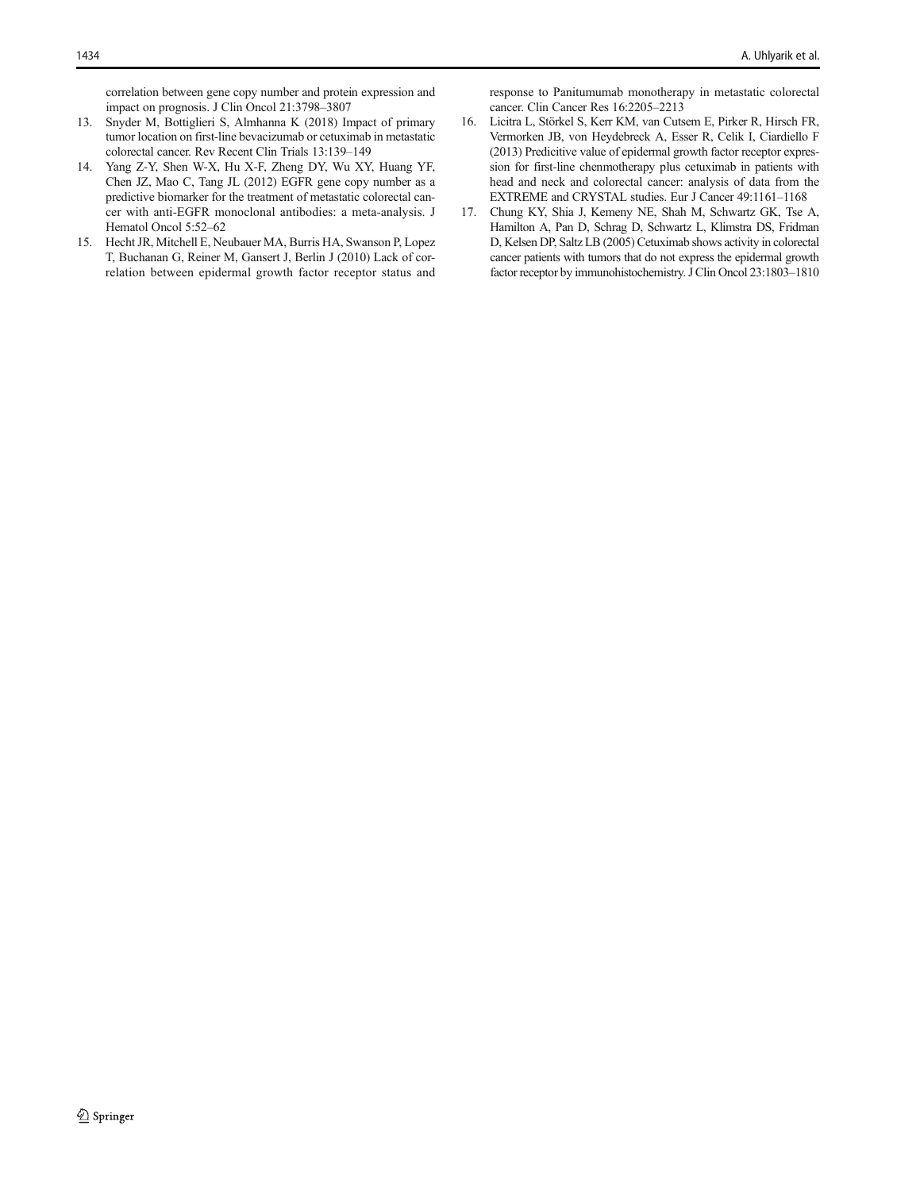correlation between gene copy number and protein expression and impact on prognosis. J Clin Oncol 21:3798–3807

13. Snyder M, Bottiglieri S, Almhanna K (2018) Impact of primary tumor location on first-line bevacizumab or cetuximab in metastatic colorectal cancer. Rev Recent Clin Trials 13:139–149
14. Yang Z-Y, Shen W-X, Hu X-F, Zheng DY, Wu XY, Huang YF, Chen JZ, Mao C, Tang JL (2012) EGFR gene copy number as a predictive biomarker for the treatment of metastatic colorectal cancer with anti-EGFR monoclonal antibodies: a meta-analysis. J Hematol Oncol 5:52–62
15. Hecht JR, Mitchell E, Neubauer MA, Burris HA, Swanson P, Lopez T, Buchanan G, Reiner M, Gansert J, Berlin J (2010) Lack of correlation between epidermal growth factor receptor status and response to Panitumumab monotherapy in metastatic colorectal cancer. Clin Cancer Res 16:2205–2213
16. Licitra L, Störkel S, Kerr KM, van Cutsem E, Pirker R, Hirsch FR, Vermorken JB, von Heydebreck A, Esser R, Celik I, Ciardiello F (2013) Predicitive value of epidermal growth factor receptor expression for first-line chenmotherapy plus cetuximab in patients with head and neck and colorectal cancer: analysis of data from the EXTREME and CRYSTAL studies. Eur J Cancer 49:1161–1168
17. Chung KY, Shia J, Kemeny NE, Shah M, Schwartz GK, Tse A, Hamilton A, Pan D, Schrag D, Schwartz L, Klimstra DS, Fridman D, Kelsen DP, Saltz LB (2005) Cetuximab shows activity in colorectal cancer patients with tumors that do not express the epidermal growth factor receptor by immunohistochemistry. J Clin Oncol 23:1803–1810